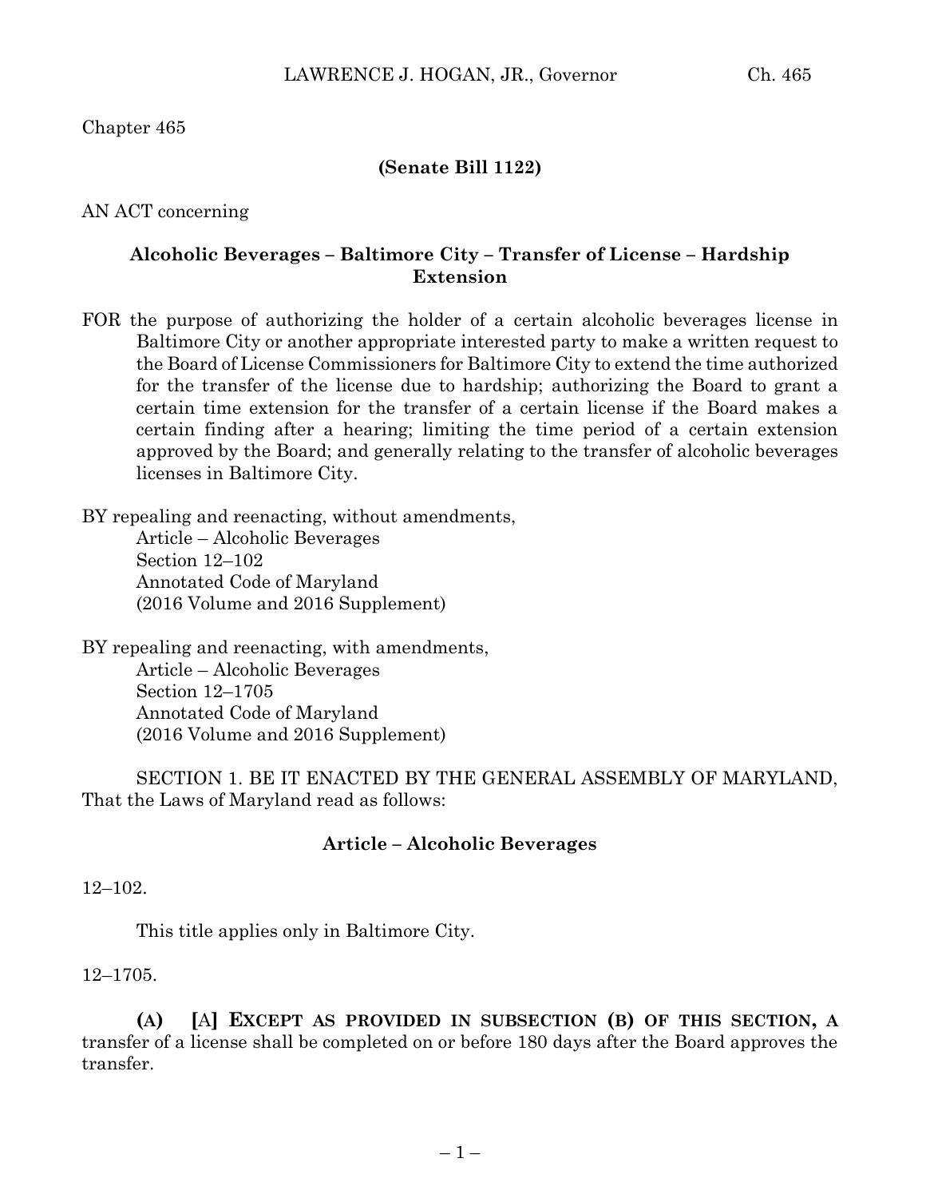Chapter 465

**(Senate Bill 1122)**

AN ACT concerning

**Alcoholic Beverages – Baltimore City – Transfer of License – Hardship Extension**

FOR the purpose of authorizing the holder of a certain alcoholic beverages license in Baltimore City or another appropriate interested party to make a written request to the Board of License Commissioners for Baltimore City to extend the time authorized for the transfer of the license due to hardship; authorizing the Board to grant a certain time extension for the transfer of a certain license if the Board makes a certain finding after a hearing; limiting the time period of a certain extension approved by the Board; and generally relating to the transfer of alcoholic beverages licenses in Baltimore City.

BY repealing and reenacting, without amendments,
Article – Alcoholic Beverages
Section 12–102
Annotated Code of Maryland
(2016 Volume and 2016 Supplement)

BY repealing and reenacting, with amendments,
Article – Alcoholic Beverages
Section 12–1705
Annotated Code of Maryland
(2016 Volume and 2016 Supplement)

SECTION 1. BE IT ENACTED BY THE GENERAL ASSEMBLY OF MARYLAND, That the Laws of Maryland read as follows:

**Article – Alcoholic Beverages**

12–102.

This title applies only in Baltimore City.

12–1705.

**(A)** [A] **EXCEPT AS PROVIDED IN SUBSECTION (B) OF THIS SECTION, A** transfer of a license shall be completed on or before 180 days after the Board approves the transfer.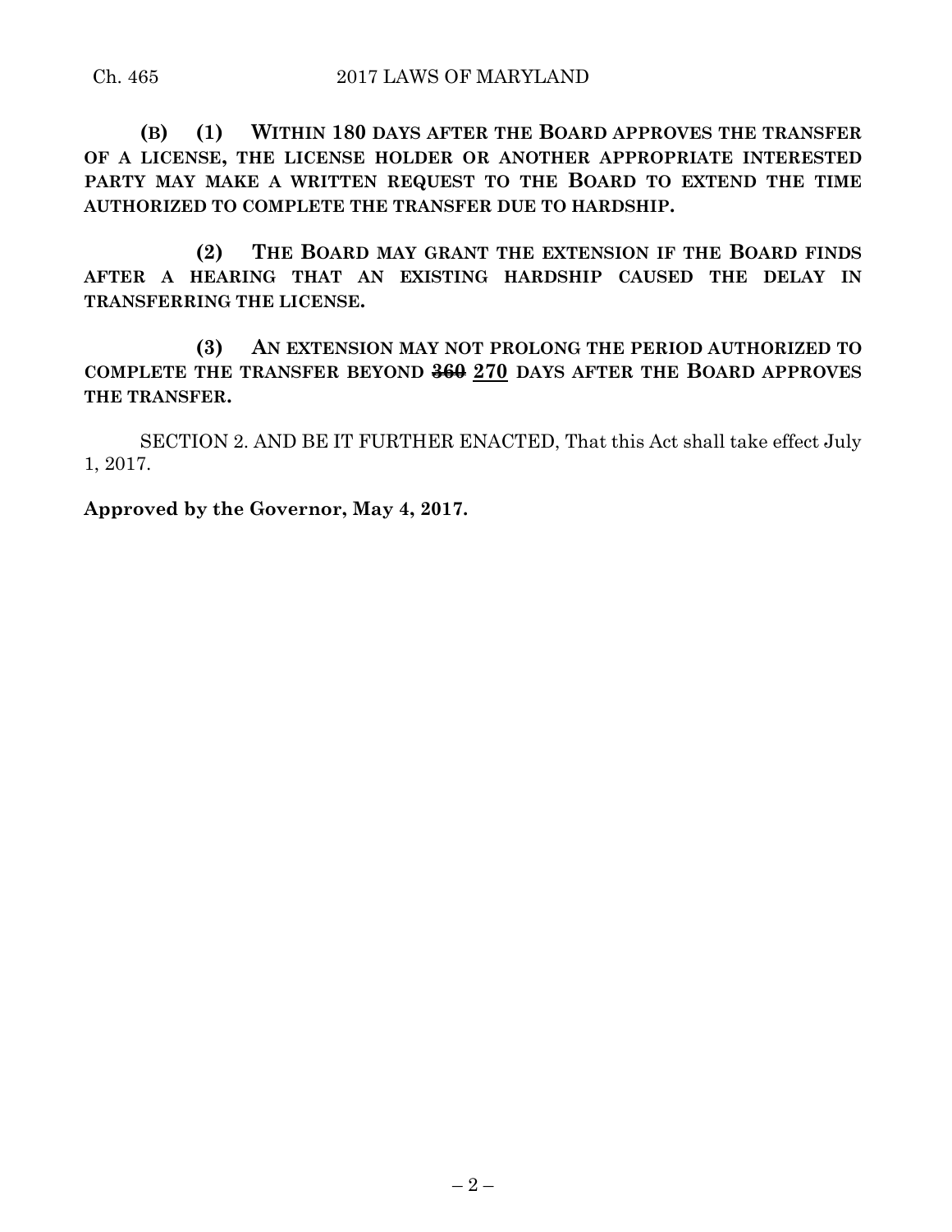**(B) (1) WITHIN 180 DAYS AFTER THE BOARD APPROVES THE TRANSFER OF A LICENSE, THE LICENSE HOLDER OR ANOTHER APPROPRIATE INTERESTED PARTY MAY MAKE A WRITTEN REQUEST TO THE BOARD TO EXTEND THE TIME AUTHORIZED TO COMPLETE THE TRANSFER DUE TO HARDSHIP.**

**(2) THE BOARD MAY GRANT THE EXTENSION IF THE BOARD FINDS AFTER A HEARING THAT AN EXISTING HARDSHIP CAUSED THE DELAY IN TRANSFERRING THE LICENSE.**

**(3) AN EXTENSION MAY NOT PROLONG THE PERIOD AUTHORIZED TO COMPLETE THE TRANSFER BEYOND ~~360~~ <u>270</u> DAYS AFTER THE BOARD APPROVES THE TRANSFER.**

SECTION 2. AND BE IT FURTHER ENACTED, That this Act shall take effect July 1, 2017.

**Approved by the Governor, May 4, 2017.**